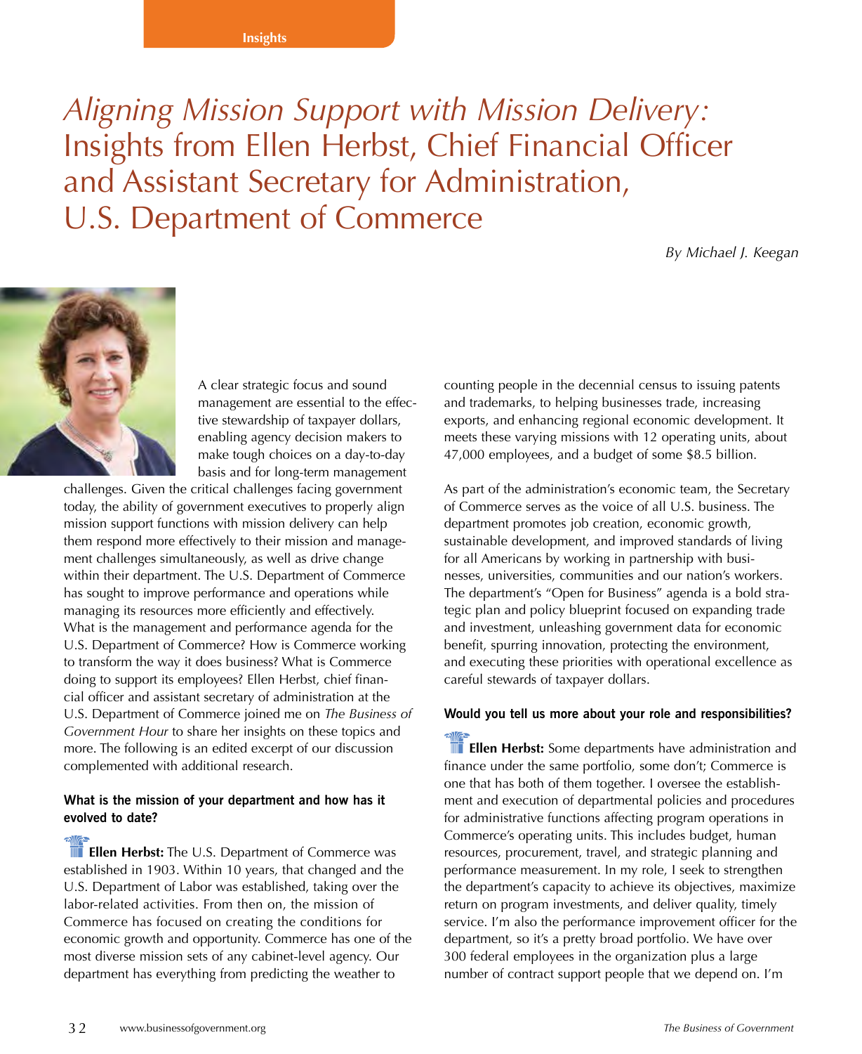Insights

# *Aligning Mission Support with Mission Delivery:* Insights from Ellen Herbst, Chief Financial Officer and Assistant Secretary for Administration, U.S. Department of Commerce

*By Michael J. Keegan*

A clear strategic focus and sound management are essential to the effective stewardship of taxpayer dollars, enabling agency decision makers to make tough choices on a day-to-day basis and for long-term management challenges. Given the critical challenges facing government today, the ability of government executives to properly align mission support functions with mission delivery can help them respond more effectively to their mission and management challenges simultaneously, as well as drive change within their department. The U.S. Department of Commerce has sought to improve performance and operations while managing its resources more efficiently and effectively. What is the management and performance agenda for the U.S. Department of Commerce? How is Commerce working to transform the way it does business? What is Commerce doing to support its employees? Ellen Herbst, chief financial officer and assistant secretary of administration at the U.S. Department of Commerce joined me on *The Business of Government Hour* to share her insights on these topics and more. The following is an edited excerpt of our discussion complemented with additional research.

**What is the mission of your department and how has it evolved to date?**

**Ellen Herbst:** The U.S. Department of Commerce was established in 1903. Within 10 years, that changed and the U.S. Department of Labor was established, taking over the labor-related activities. From then on, the mission of Commerce has focused on creating the conditions for economic growth and opportunity. Commerce has one of the most diverse mission sets of any cabinet-level agency. Our department has everything from predicting the weather to counting people in the decennial census to issuing patents and trademarks, to helping businesses trade, increasing exports, and enhancing regional economic development. It meets these varying missions with 12 operating units, about 47,000 employees, and a budget of some $8.5 billion.

As part of the administration's economic team, the Secretary of Commerce serves as the voice of all U.S. business. The department promotes job creation, economic growth, sustainable development, and improved standards of living for all Americans by working in partnership with businesses, universities, communities and our nation's workers. The department's "Open for Business" agenda is a bold strategic plan and policy blueprint focused on expanding trade and investment, unleashing government data for economic benefit, spurring innovation, protecting the environment, and executing these priorities with operational excellence as careful stewards of taxpayer dollars.

**Would you tell us more about your role and responsibilities?**

**Ellen Herbst:** Some departments have administration and finance under the same portfolio, some don't; Commerce is one that has both of them together. I oversee the establishment and execution of departmental policies and procedures for administrative functions affecting program operations in Commerce's operating units. This includes budget, human resources, procurement, travel, and strategic planning and performance measurement. In my role, I seek to strengthen the department's capacity to achieve its objectives, maximize return on program investments, and deliver quality, timely service. I'm also the performance improvement officer for the department, so it's a pretty broad portfolio. We have over 300 federal employees in the organization plus a large number of contract support people that we depend on. I'm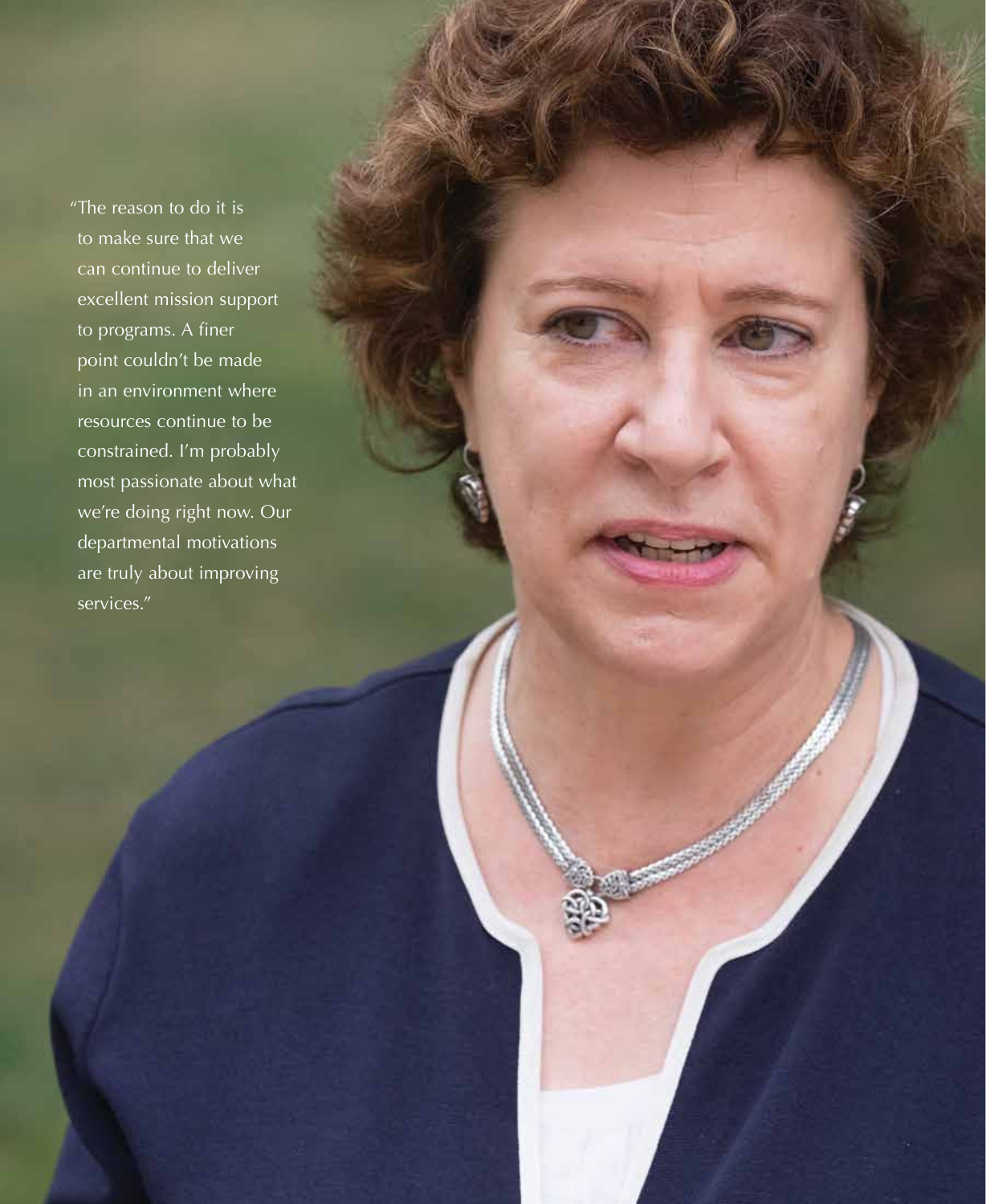"The reason to do it is to make sure that we can continue to deliver excellent mission support to programs. A finer point couldn't be made in an environment where resources continue to be constrained. I'm probably most passionate about what we're doing right now. Our departmental motivations are truly about improving services."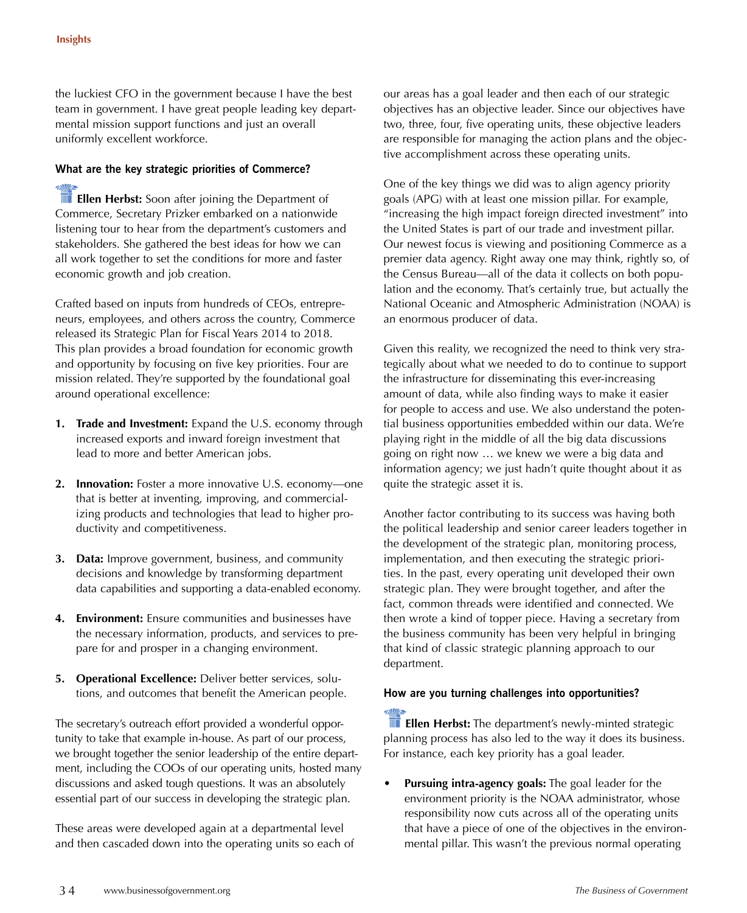the luckiest CFO in the government because I have the best team in government. I have great people leading key departmental mission support functions and just an overall uniformly excellent workforce.

### What are the key strategic priorities of Commerce?

**Ellen Herbst:** Soon after joining the Department of Commerce, Secretary Prizker embarked on a nationwide listening tour to hear from the department's customers and stakeholders. She gathered the best ideas for how we can all work together to set the conditions for more and faster economic growth and job creation.

Crafted based on inputs from hundreds of CEOs, entrepreneurs, employees, and others across the country, Commerce released its Strategic Plan for Fiscal Years 2014 to 2018. This plan provides a broad foundation for economic growth and opportunity by focusing on five key priorities. Four are mission related. They're supported by the foundational goal around operational excellence:

1. **Trade and Investment:** Expand the U.S. economy through increased exports and inward foreign investment that lead to more and better American jobs.

2. **Innovation:** Foster a more innovative U.S. economy—one that is better at inventing, improving, and commercializing products and technologies that lead to higher productivity and competitiveness.

3. **Data:** Improve government, business, and community decisions and knowledge by transforming department data capabilities and supporting a data-enabled economy.

4. **Environment:** Ensure communities and businesses have the necessary information, products, and services to prepare for and prosper in a changing environment.

5. **Operational Excellence:** Deliver better services, solutions, and outcomes that benefit the American people.

The secretary's outreach effort provided a wonderful opportunity to take that example in-house. As part of our process, we brought together the senior leadership of the entire department, including the COOs of our operating units, hosted many discussions and asked tough questions. It was an absolutely essential part of our success in developing the strategic plan.

These areas were developed again at a departmental level and then cascaded down into the operating units so each of our areas has a goal leader and then each of our strategic objectives has an objective leader. Since our objectives have two, three, four, five operating units, these objective leaders are responsible for managing the action plans and the objective accomplishment across these operating units.

One of the key things we did was to align agency priority goals (APG) with at least one mission pillar. For example, "increasing the high impact foreign directed investment" into the United States is part of our trade and investment pillar. Our newest focus is viewing and positioning Commerce as a premier data agency. Right away one may think, rightly so, of the Census Bureau—all of the data it collects on both population and the economy. That's certainly true, but actually the National Oceanic and Atmospheric Administration (NOAA) is an enormous producer of data.

Given this reality, we recognized the need to think very strategically about what we needed to do to continue to support the infrastructure for disseminating this ever-increasing amount of data, while also finding ways to make it easier for people to access and use. We also understand the potential business opportunities embedded within our data. We're playing right in the middle of all the big data discussions going on right now … we knew we were a big data and information agency; we just hadn't quite thought about it as quite the strategic asset it is.

Another factor contributing to its success was having both the political leadership and senior career leaders together in the development of the strategic plan, monitoring process, implementation, and then executing the strategic priorities. In the past, every operating unit developed their own strategic plan. They were brought together, and after the fact, common threads were identified and connected. We then wrote a kind of topper piece. Having a secretary from the business community has been very helpful in bringing that kind of classic strategic planning approach to our department.

### How are you turning challenges into opportunities?

**Ellen Herbst:** The department's newly-minted strategic planning process has also led to the way it does its business. For instance, each key priority has a goal leader.

- **Pursuing intra-agency goals:** The goal leader for the environment priority is the NOAA administrator, whose responsibility now cuts across all of the operating units that have a piece of one of the objectives in the environmental pillar. This wasn't the previous normal operating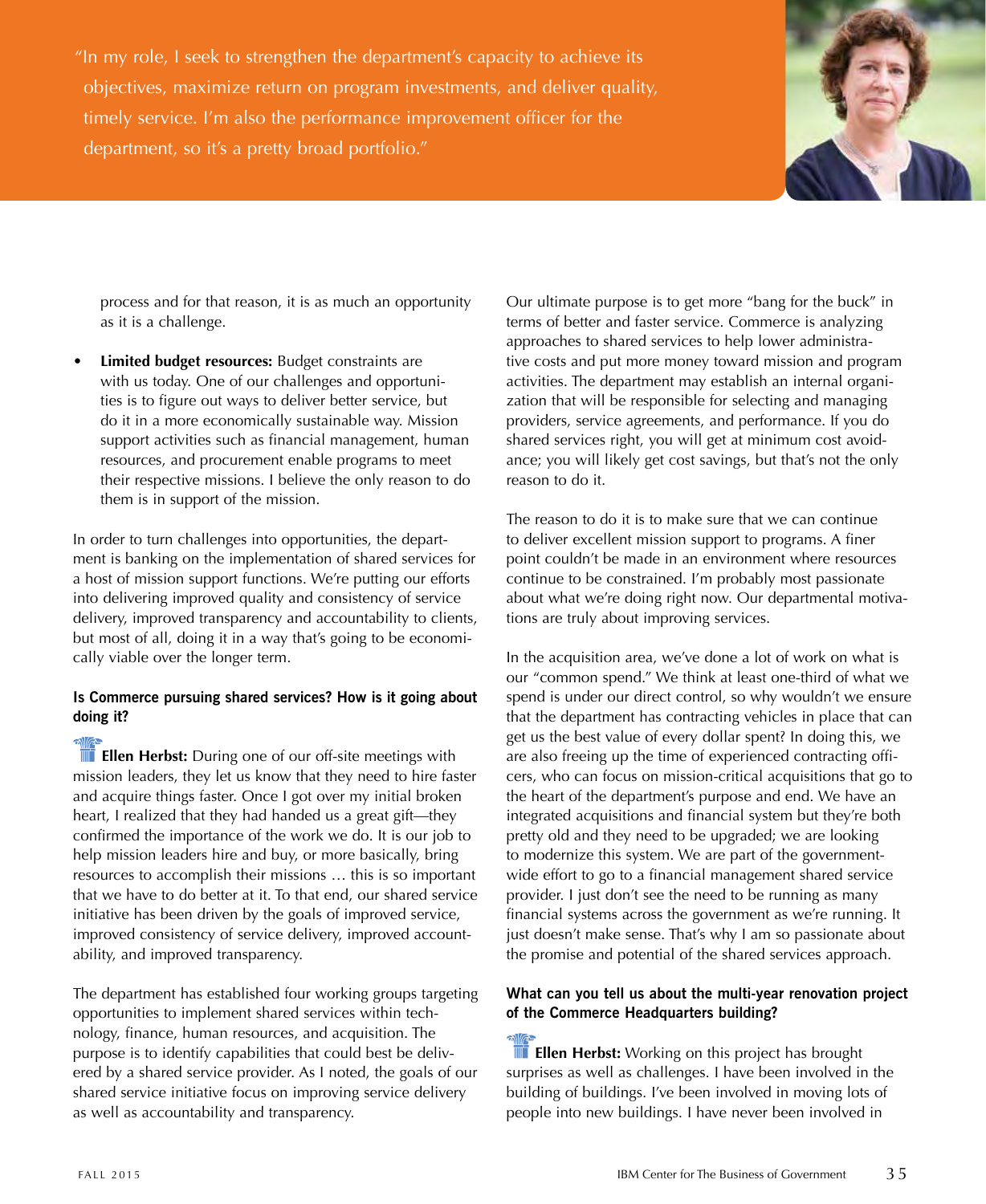"In my role, I seek to strengthen the department's capacity to achieve its objectives, maximize return on program investments, and deliver quality, timely service. I'm also the performance improvement officer for the department, so it's a pretty broad portfolio."

process and for that reason, it is as much an opportunity as it is a challenge.

- **Limited budget resources:** Budget constraints are with us today. One of our challenges and opportunities is to figure out ways to deliver better service, but do it in a more economically sustainable way. Mission support activities such as financial management, human resources, and procurement enable programs to meet their respective missions. I believe the only reason to do them is in support of the mission.

In order to turn challenges into opportunities, the department is banking on the implementation of shared services for a host of mission support functions. We're putting our efforts into delivering improved quality and consistency of service delivery, improved transparency and accountability to clients, but most of all, doing it in a way that's going to be economically viable over the longer term.

**Is Commerce pursuing shared services? How is it going about doing it?**

**Ellen Herbst:** During one of our off-site meetings with mission leaders, they let us know that they need to hire faster and acquire things faster. Once I got over my initial broken heart, I realized that they had handed us a great gift—they confirmed the importance of the work we do. It is our job to help mission leaders hire and buy, or more basically, bring resources to accomplish their missions … this is so important that we have to do better at it. To that end, our shared service initiative has been driven by the goals of improved service, improved consistency of service delivery, improved accountability, and improved transparency.

The department has established four working groups targeting opportunities to implement shared services within technology, finance, human resources, and acquisition. The purpose is to identify capabilities that could best be delivered by a shared service provider. As I noted, the goals of our shared service initiative focus on improving service delivery as well as accountability and transparency.

Our ultimate purpose is to get more "bang for the buck" in terms of better and faster service. Commerce is analyzing approaches to shared services to help lower administrative costs and put more money toward mission and program activities. The department may establish an internal organization that will be responsible for selecting and managing providers, service agreements, and performance. If you do shared services right, you will get at minimum cost avoidance; you will likely get cost savings, but that's not the only reason to do it.

The reason to do it is to make sure that we can continue to deliver excellent mission support to programs. A finer point couldn't be made in an environment where resources continue to be constrained. I'm probably most passionate about what we're doing right now. Our departmental motivations are truly about improving services.

In the acquisition area, we've done a lot of work on what is our "common spend." We think at least one-third of what we spend is under our direct control, so why wouldn't we ensure that the department has contracting vehicles in place that can get us the best value of every dollar spent? In doing this, we are also freeing up the time of experienced contracting officers, who can focus on mission-critical acquisitions that go to the heart of the department's purpose and end. We have an integrated acquisitions and financial system but they're both pretty old and they need to be upgraded; we are looking to modernize this system. We are part of the government-wide effort to go to a financial management shared service provider. I just don't see the need to be running as many financial systems across the government as we're running. It just doesn't make sense. That's why I am so passionate about the promise and potential of the shared services approach.

**What can you tell us about the multi-year renovation project of the Commerce Headquarters building?**

**Ellen Herbst:** Working on this project has brought surprises as well as challenges. I have been involved in the building of buildings. I've been involved in moving lots of people into new buildings. I have never been involved in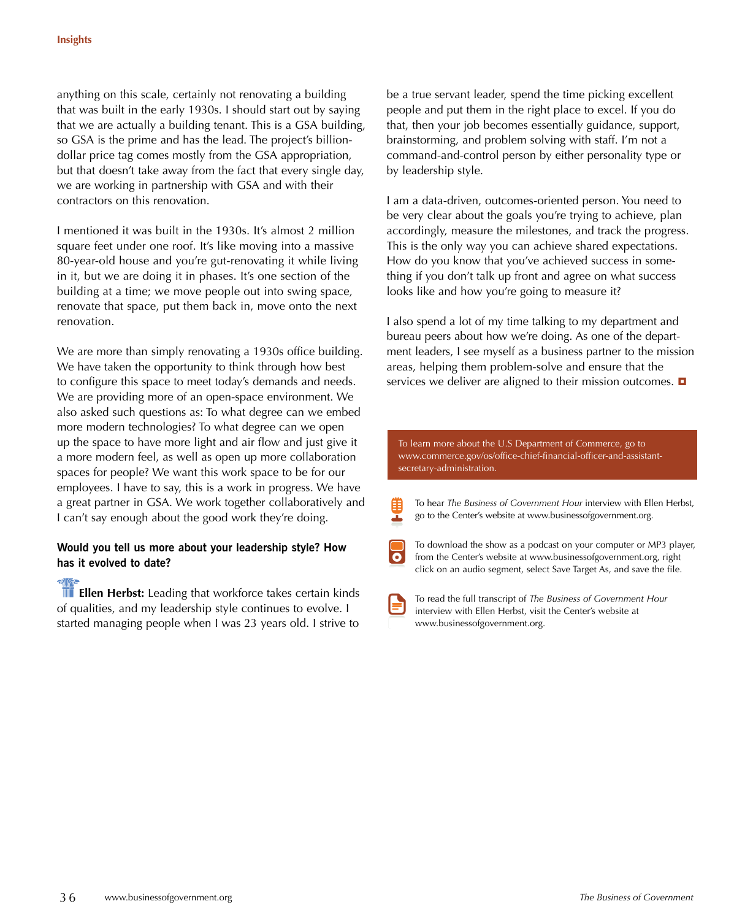anything on this scale, certainly not renovating a building that was built in the early 1930s. I should start out by saying that we are actually a building tenant. This is a GSA building, so GSA is the prime and has the lead. The project's billion-dollar price tag comes mostly from the GSA appropriation, but that doesn't take away from the fact that every single day, we are working in partnership with GSA and with their contractors on this renovation.

I mentioned it was built in the 1930s. It's almost 2 million square feet under one roof. It's like moving into a massive 80-year-old house and you're gut-renovating it while living in it, but we are doing it in phases. It's one section of the building at a time; we move people out into swing space, renovate that space, put them back in, move onto the next renovation.

We are more than simply renovating a 1930s office building. We have taken the opportunity to think through how best to configure this space to meet today's demands and needs. We are providing more of an open-space environment. We also asked such questions as: To what degree can we embed more modern technologies? To what degree can we open up the space to have more light and air flow and just give it a more modern feel, as well as open up more collaboration spaces for people? We want this work space to be for our employees. I have to say, this is a work in progress. We have a great partner in GSA. We work together collaboratively and I can't say enough about the good work they're doing.

**Would you tell us more about your leadership style? How has it evolved to date?**

**Ellen Herbst:** Leading that workforce takes certain kinds of qualities, and my leadership style continues to evolve. I started managing people when I was 23 years old. I strive to be a true servant leader, spend the time picking excellent people and put them in the right place to excel. If you do that, then your job becomes essentially guidance, support, brainstorming, and problem solving with staff. I'm not a command-and-control person by either personality type or by leadership style.

I am a data-driven, outcomes-oriented person. You need to be very clear about the goals you're trying to achieve, plan accordingly, measure the milestones, and track the progress. This is the only way you can achieve shared expectations. How do you know that you've achieved success in something if you don't talk up front and agree on what success looks like and how you're going to measure it?

I also spend a lot of my time talking to my department and bureau peers about how we're doing. As one of the department leaders, I see myself as a business partner to the mission areas, helping them problem-solve and ensure that the services we deliver are aligned to their mission outcomes. ■

To learn more about the U.S Department of Commerce, go to www.commerce.gov/os/office-chief-financial-officer-and-assistant-secretary-administration.

To hear *The Business of Government Hour* interview with Ellen Herbst, go to the Center's website at www.businessofgovernment.org.

To download the show as a podcast on your computer or MP3 player, from the Center's website at www.businessofgovernment.org, right click on an audio segment, select Save Target As, and save the file.

To read the full transcript of *The Business of Government Hour* interview with Ellen Herbst, visit the Center's website at www.businessofgovernment.org.